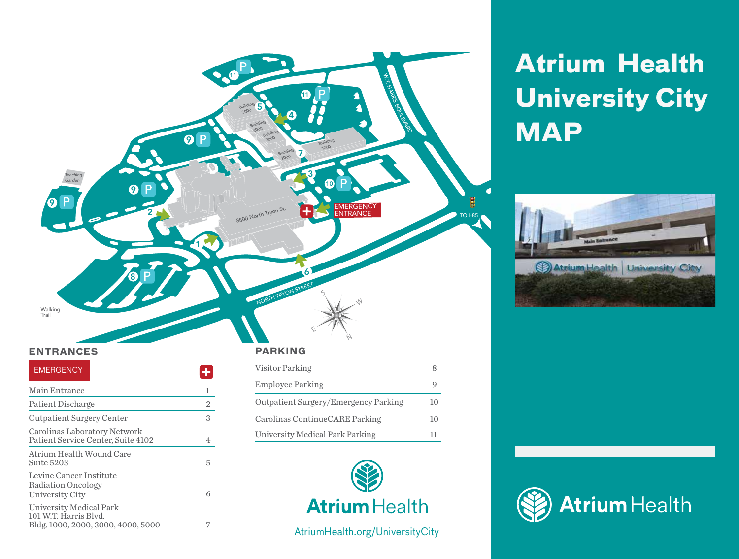# Atrium Health University City MAP

## ENTRANCES

EMERGENCY

| Entrance | # |
|---|---|
| Main Entrance | 1 |
| Patient Discharge | 2 |
| Outpatient Surgery Center | 3 |
| Carolinas Laboratory Network Patient Service Center, Suite 4102 | 4 |
| Atrium Health Wound Care Suite 5203 | 5 |
| Levine Cancer Institute Radiation Oncology University City | 6 |
| University Medical Park 101 W.T. Harris Blvd. Bldg. 1000, 2000, 3000, 4000, 5000 | 7 |

## PARKING

| Parking | # |
|---|---|
| Visitor Parking | 8 |
| Employee Parking | 9 |
| Outpatient Surgery/Emergency Parking | 10 |
| Carolinas ContinueCARE Parking | 10 |
| University Medical Park Parking | 11 |

Atrium Health

AtriumHealth.org/UniversityCity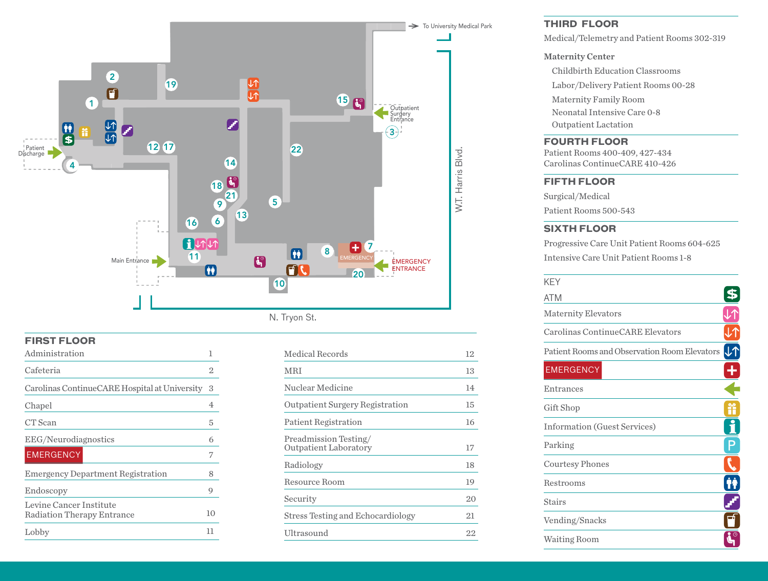To University Medical Park

Patient Discharge

Outpatient Surgery Entrance

W.T. Harris Blvd.

Main Entrance

EMERGENCY

EMERGENCY ENTRANCE

N. Tryon St.

## FIRST FLOOR

| | |
|---|---|
| Administration | 1 |
| Cafeteria | 2 |
| Carolinas ContinueCARE Hospital at University | 3 |
| Chapel | 4 |
| CT Scan | 5 |
| EEG/Neurodiagnostics | 6 |
| EMERGENCY | 7 |
| Emergency Department Registration | 8 |
| Endoscopy | 9 |
| Levine Cancer Institute Radiation Therapy Entrance | 10 |
| Lobby | 11 |
| Medical Records | 12 |
| MRI | 13 |
| Nuclear Medicine | 14 |
| Outpatient Surgery Registration | 15 |
| Patient Registration | 16 |
| Preadmission Testing/ Outpatient Laboratory | 17 |
| Radiology | 18 |
| Resource Room | 19 |
| Security | 20 |
| Stress Testing and Echocardiology | 21 |
| Ultrasound | 22 |

## THIRD FLOOR

Medical/Telemetry and Patient Rooms 302-319

**Maternity Center**

- Childbirth Education Classrooms
- Labor/Delivery Patient Rooms 00-28
- Maternity Family Room
- Neonatal Intensive Care 0-8
- Outpatient Lactation

## FOURTH FLOOR

Patient Rooms 400-409, 427-434

Carolinas ContinueCARE 410-426

## FIFTH FLOOR

Surgical/Medical

Patient Rooms 500-543

## SIXTH FLOOR

Progressive Care Unit Patient Rooms 604-625

Intensive Care Unit Patient Rooms 1-8

## KEY

- ATM
- Maternity Elevators
- Carolinas ContinueCARE Elevators
- Patient Rooms and Observation Room Elevators
- EMERGENCY
- Entrances
- Gift Shop
- Information (Guest Services)
- Parking
- Courtesy Phones
- Restrooms
- Stairs
- Vending/Snacks
- Waiting Room